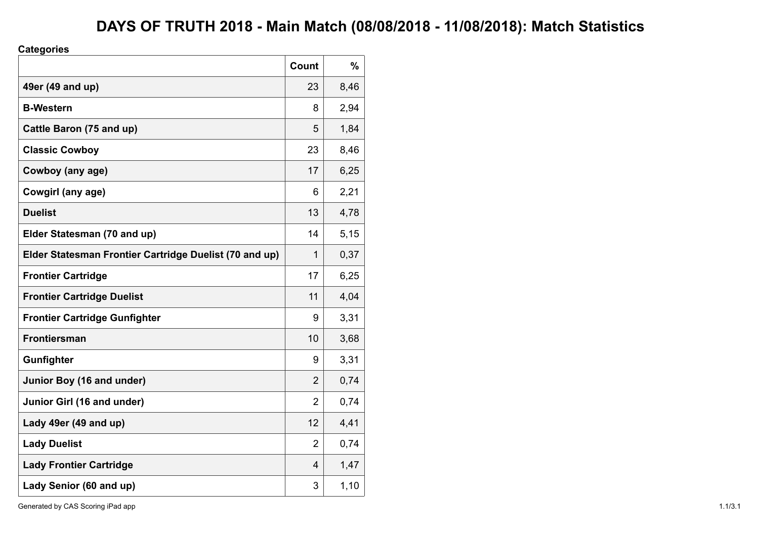# DAYS OF TRUTH 2018 - Main Match (08/08/2018 - 11/08/2018): Match Statistics

**Categories**

| | Count | % |
|---|---|---|
| **49er (49 and up)** | 23 | 8,46 |
| **B-Western** | 8 | 2,94 |
| **Cattle Baron (75 and up)** | 5 | 1,84 |
| **Classic Cowboy** | 23 | 8,46 |
| **Cowboy (any age)** | 17 | 6,25 |
| **Cowgirl (any age)** | 6 | 2,21 |
| **Duelist** | 13 | 4,78 |
| **Elder Statesman (70 and up)** | 14 | 5,15 |
| **Elder Statesman Frontier Cartridge Duelist (70 and up)** | 1 | 0,37 |
| **Frontier Cartridge** | 17 | 6,25 |
| **Frontier Cartridge Duelist** | 11 | 4,04 |
| **Frontier Cartridge Gunfighter** | 9 | 3,31 |
| **Frontiersman** | 10 | 3,68 |
| **Gunfighter** | 9 | 3,31 |
| **Junior Boy (16 and under)** | 2 | 0,74 |
| **Junior Girl (16 and under)** | 2 | 0,74 |
| **Lady 49er (49 and up)** | 12 | 4,41 |
| **Lady Duelist** | 2 | 0,74 |
| **Lady Frontier Cartridge** | 4 | 1,47 |
| **Lady Senior (60 and up)** | 3 | 1,10 |

Generated by CAS Scoring iPad app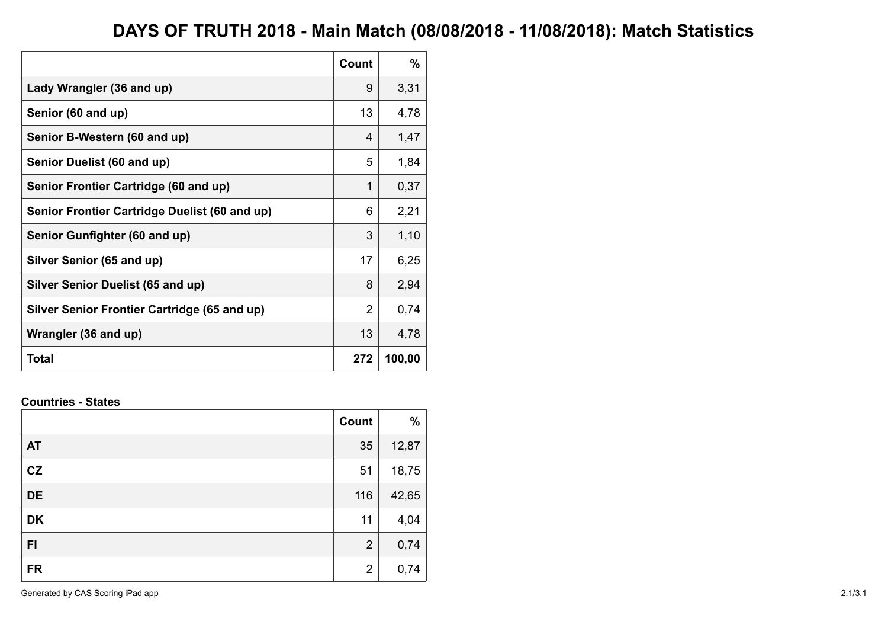# DAYS OF TRUTH 2018 - Main Match (08/08/2018 - 11/08/2018): Match Statistics

| | Count | % |
|---|---|---|
| **Lady Wrangler (36 and up)** | 9 | 3,31 |
| **Senior (60 and up)** | 13 | 4,78 |
| **Senior B-Western (60 and up)** | 4 | 1,47 |
| **Senior Duelist (60 and up)** | 5 | 1,84 |
| **Senior Frontier Cartridge (60 and up)** | 1 | 0,37 |
| **Senior Frontier Cartridge Duelist (60 and up)** | 6 | 2,21 |
| **Senior Gunfighter (60 and up)** | 3 | 1,10 |
| **Silver Senior (65 and up)** | 17 | 6,25 |
| **Silver Senior Duelist (65 and up)** | 8 | 2,94 |
| **Silver Senior Frontier Cartridge (65 and up)** | 2 | 0,74 |
| **Wrangler (36 and up)** | 13 | 4,78 |
| **Total** | **272** | **100,00** |

**Countries - States**

| | Count | % |
|---|---|---|
| **AT** | 35 | 12,87 |
| **CZ** | 51 | 18,75 |
| **DE** | 116 | 42,65 |
| **DK** | 11 | 4,04 |
| **FI** | 2 | 0,74 |
| **FR** | 2 | 0,74 |

Generated by CAS Scoring iPad app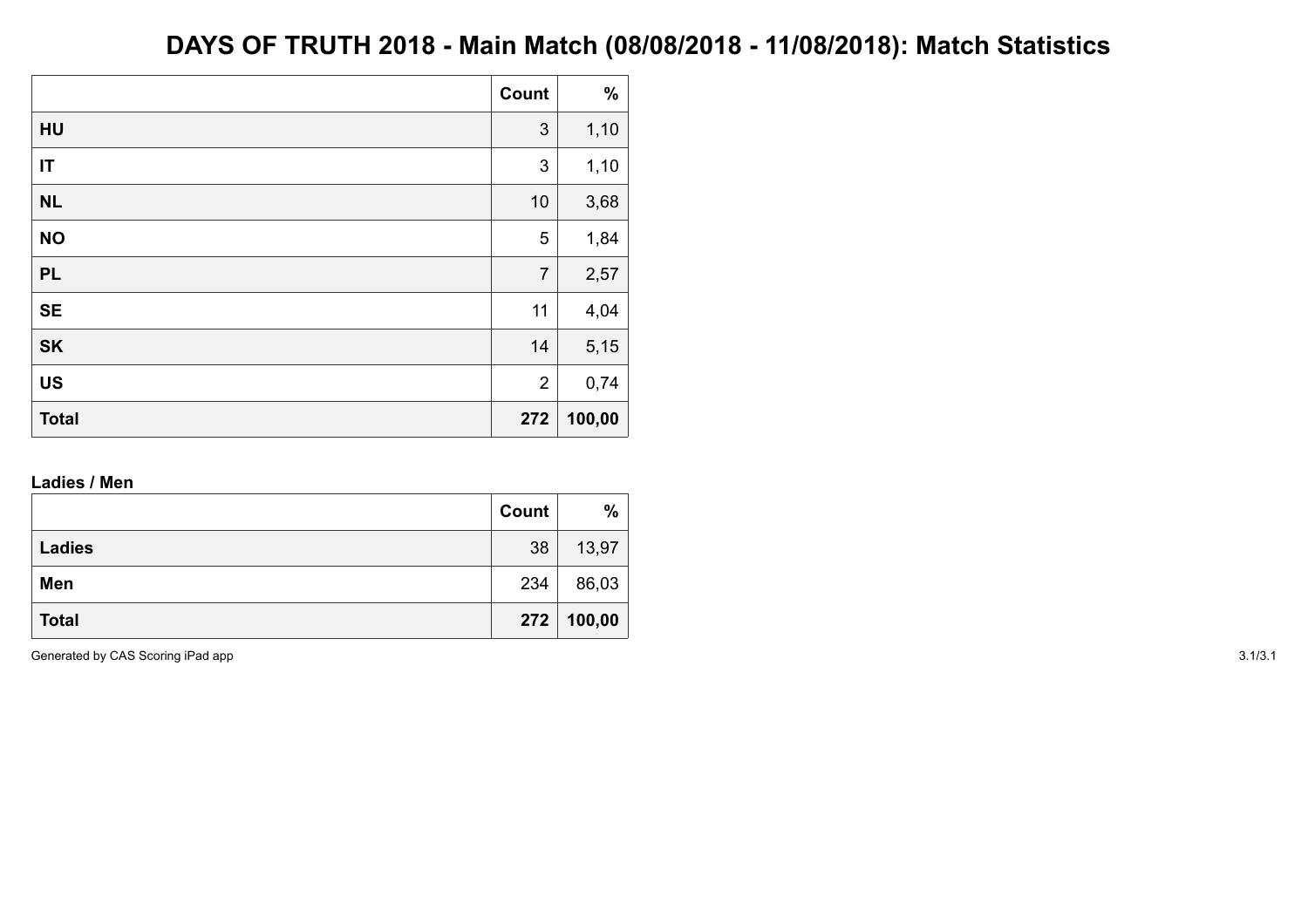# DAYS OF TRUTH 2018 - Main Match (08/08/2018 - 11/08/2018): Match Statistics

| | Count | % |
|---|---|---|
| **HU** | 3 | 1,10 |
| **IT** | 3 | 1,10 |
| **NL** | 10 | 3,68 |
| **NO** | 5 | 1,84 |
| **PL** | 7 | 2,57 |
| **SE** | 11 | 4,04 |
| **SK** | 14 | 5,15 |
| **US** | 2 | 0,74 |
| **Total** | **272** | **100,00** |

**Ladies / Men**

| | Count | % |
|---|---|---|
| **Ladies** | 38 | 13,97 |
| **Men** | 234 | 86,03 |
| **Total** | **272** | **100,00** |

Generated by CAS Scoring iPad app